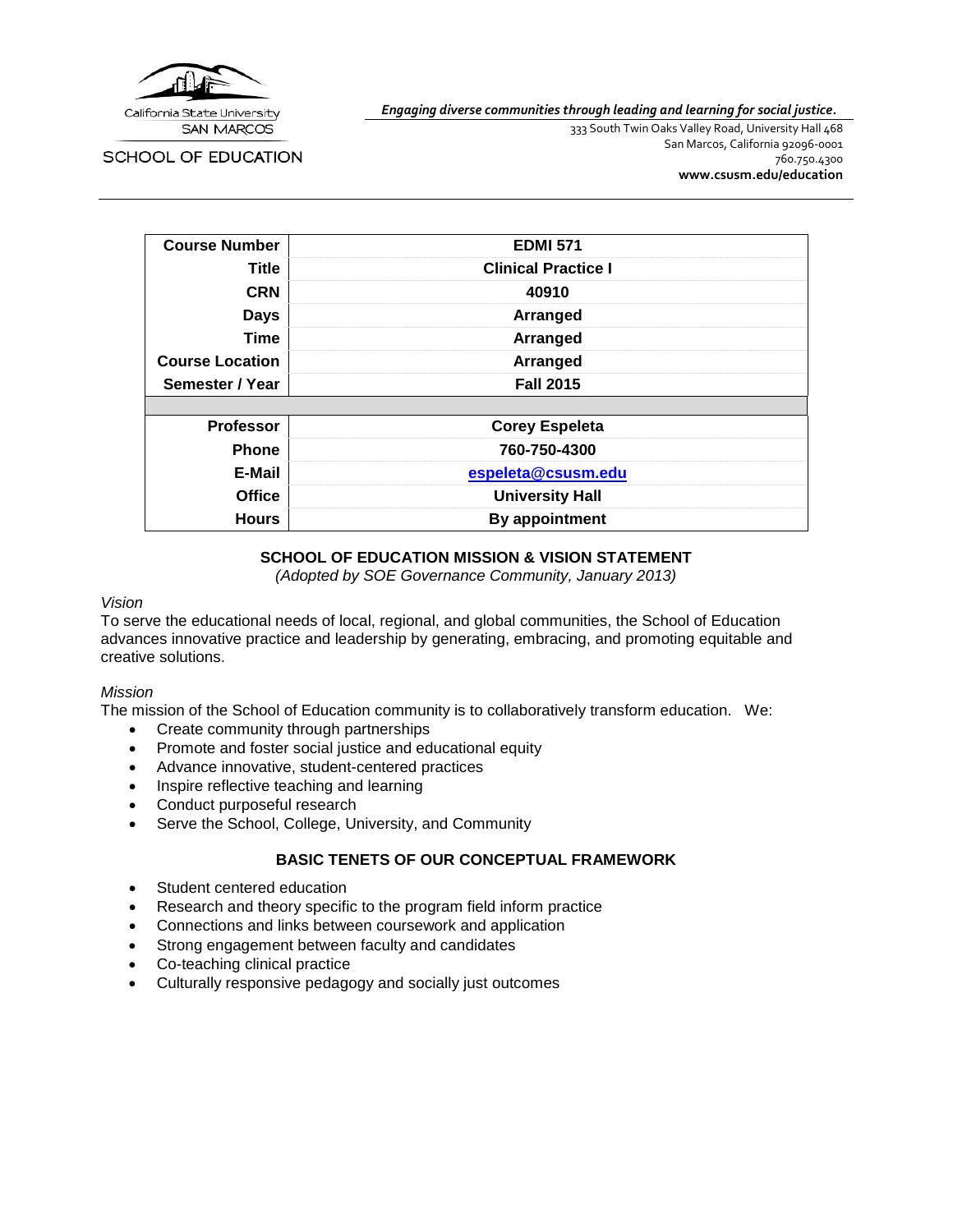California State University SAN MARCOS

SCHOOL OF EDUCATION

*Engaging diverse communities through leading and learning for social justice.*

333 South Twin Oaks Valley Road, University Hall 468
San Marcos, California 92096-0001
760.750.4300
**www.csusm.edu/education**

| **Course Number** | **EDMI 571** |
|---|---|
| **Title** | **Clinical Practice I** |
| **CRN** | **40910** |
| **Days** | **Arranged** |
| **Time** | **Arranged** |
| **Course Location** | **Arranged** |
| **Semester / Year** | **Fall 2015** |
| | |
| **Professor** | **Corey Espeleta** |
| **Phone** | **760-750-4300** |
| **E-Mail** | **espeleta@csusm.edu** |
| **Office** | **University Hall** |
| **Hours** | **By appointment** |

## SCHOOL OF EDUCATION MISSION & VISION STATEMENT

*(Adopted by SOE Governance Community, January 2013)*

*Vision*

To serve the educational needs of local, regional, and global communities, the School of Education advances innovative practice and leadership by generating, embracing, and promoting equitable and creative solutions.

*Mission*

The mission of the School of Education community is to collaboratively transform education. We:

- Create community through partnerships
- Promote and foster social justice and educational equity
- Advance innovative, student-centered practices
- Inspire reflective teaching and learning
- Conduct purposeful research
- Serve the School, College, University, and Community

## BASIC TENETS OF OUR CONCEPTUAL FRAMEWORK

- Student centered education
- Research and theory specific to the program field inform practice
- Connections and links between coursework and application
- Strong engagement between faculty and candidates
- Co-teaching clinical practice
- Culturally responsive pedagogy and socially just outcomes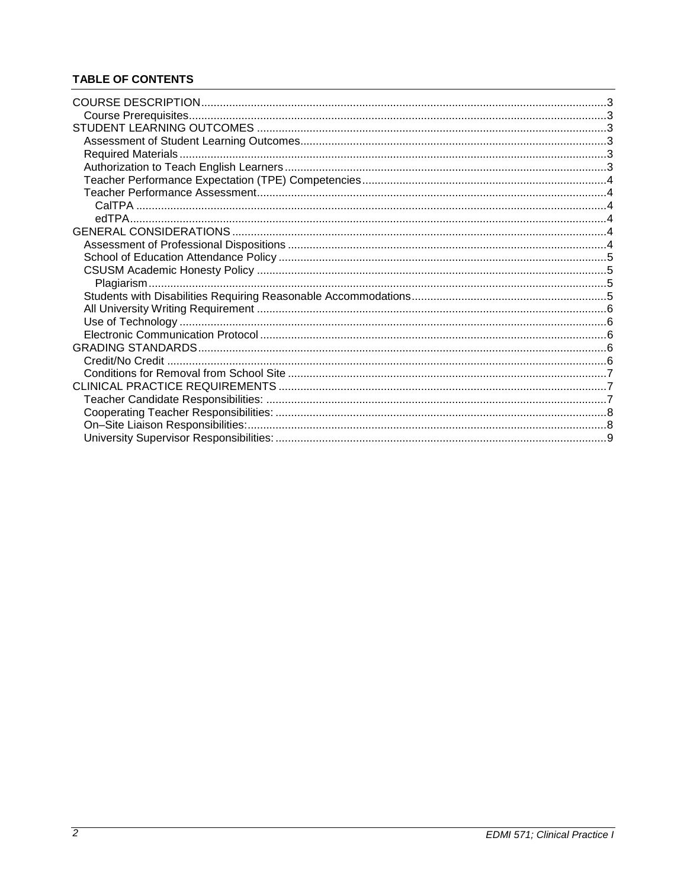**TABLE OF CONTENTS**

- COURSE DESCRIPTION ..... 3
  - Course Prerequisites ..... 3
- STUDENT LEARNING OUTCOMES ..... 3
  - Assessment of Student Learning Outcomes ..... 3
  - Required Materials ..... 3
  - Authorization to Teach English Learners ..... 3
  - Teacher Performance Expectation (TPE) Competencies ..... 4
  - Teacher Performance Assessment ..... 4
    - CalTPA ..... 4
    - edTPA ..... 4
- GENERAL CONSIDERATIONS ..... 4
  - Assessment of Professional Dispositions ..... 4
  - School of Education Attendance Policy ..... 5
  - CSUSM Academic Honesty Policy ..... 5
    - Plagiarism ..... 5
  - Students with Disabilities Requiring Reasonable Accommodations ..... 5
  - All University Writing Requirement ..... 6
  - Use of Technology ..... 6
  - Electronic Communication Protocol ..... 6
- GRADING STANDARDS ..... 6
  - Credit/No Credit ..... 6
  - Conditions for Removal from School Site ..... 7
- CLINICAL PRACTICE REQUIREMENTS ..... 7
  - Teacher Candidate Responsibilities: ..... 7
  - Cooperating Teacher Responsibilities: ..... 8
  - On–Site Liaison Responsibilities: ..... 8
  - University Supervisor Responsibilities: ..... 9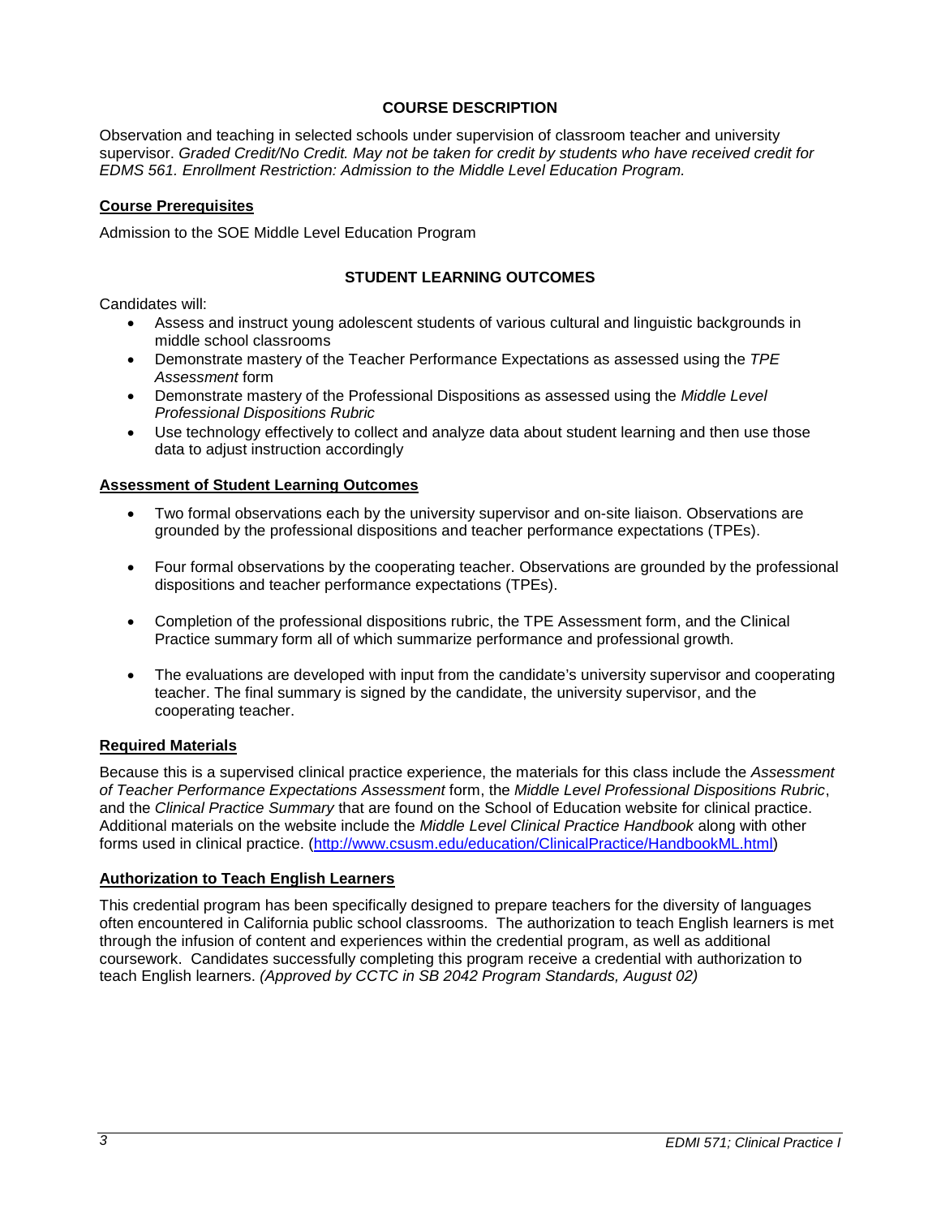## COURSE DESCRIPTION

Observation and teaching in selected schools under supervision of classroom teacher and university supervisor. *Graded Credit/No Credit. May not be taken for credit by students who have received credit for EDMS 561. Enrollment Restriction: Admission to the Middle Level Education Program.*

### Course Prerequisites

Admission to the SOE Middle Level Education Program

## STUDENT LEARNING OUTCOMES

Candidates will:

- Assess and instruct young adolescent students of various cultural and linguistic backgrounds in middle school classrooms
- Demonstrate mastery of the Teacher Performance Expectations as assessed using the *TPE Assessment* form
- Demonstrate mastery of the Professional Dispositions as assessed using the *Middle Level Professional Dispositions Rubric*
- Use technology effectively to collect and analyze data about student learning and then use those data to adjust instruction accordingly

### Assessment of Student Learning Outcomes

- Two formal observations each by the university supervisor and on-site liaison. Observations are grounded by the professional dispositions and teacher performance expectations (TPEs).
- Four formal observations by the cooperating teacher. Observations are grounded by the professional dispositions and teacher performance expectations (TPEs).
- Completion of the professional dispositions rubric, the TPE Assessment form, and the Clinical Practice summary form all of which summarize performance and professional growth.
- The evaluations are developed with input from the candidate's university supervisor and cooperating teacher. The final summary is signed by the candidate, the university supervisor, and the cooperating teacher.

### Required Materials

Because this is a supervised clinical practice experience, the materials for this class include the *Assessment of Teacher Performance Expectations Assessment* form, the *Middle Level Professional Dispositions Rubric*, and the *Clinical Practice Summary* that are found on the School of Education website for clinical practice. Additional materials on the website include the *Middle Level Clinical Practice Handbook* along with other forms used in clinical practice. (http://www.csusm.edu/education/ClinicalPractice/HandbookML.html)

### Authorization to Teach English Learners

This credential program has been specifically designed to prepare teachers for the diversity of languages often encountered in California public school classrooms. The authorization to teach English learners is met through the infusion of content and experiences within the credential program, as well as additional coursework. Candidates successfully completing this program receive a credential with authorization to teach English learners. *(Approved by CCTC in SB 2042 Program Standards, August 02)*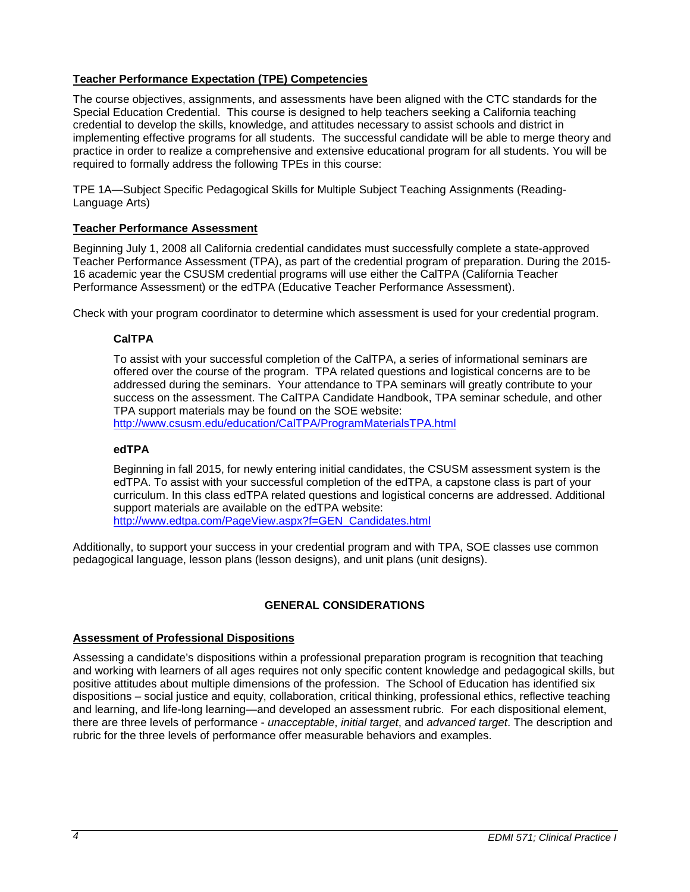**Teacher Performance Expectation (TPE) Competencies**

The course objectives, assignments, and assessments have been aligned with the CTC standards for the Special Education Credential. This course is designed to help teachers seeking a California teaching credential to develop the skills, knowledge, and attitudes necessary to assist schools and district in implementing effective programs for all students. The successful candidate will be able to merge theory and practice in order to realize a comprehensive and extensive educational program for all students. You will be required to formally address the following TPEs in this course:

TPE 1A—Subject Specific Pedagogical Skills for Multiple Subject Teaching Assignments (Reading-Language Arts)

**Teacher Performance Assessment**

Beginning July 1, 2008 all California credential candidates must successfully complete a state-approved Teacher Performance Assessment (TPA), as part of the credential program of preparation. During the 2015-16 academic year the CSUSM credential programs will use either the CalTPA (California Teacher Performance Assessment) or the edTPA (Educative Teacher Performance Assessment).

Check with your program coordinator to determine which assessment is used for your credential program.

**CalTPA**

To assist with your successful completion of the CalTPA, a series of informational seminars are offered over the course of the program. TPA related questions and logistical concerns are to be addressed during the seminars. Your attendance to TPA seminars will greatly contribute to your success on the assessment. The CalTPA Candidate Handbook, TPA seminar schedule, and other TPA support materials may be found on the SOE website: http://www.csusm.edu/education/CalTPA/ProgramMaterialsTPA.html

**edTPA**

Beginning in fall 2015, for newly entering initial candidates, the CSUSM assessment system is the edTPA. To assist with your successful completion of the edTPA, a capstone class is part of your curriculum. In this class edTPA related questions and logistical concerns are addressed. Additional support materials are available on the edTPA website: http://www.edtpa.com/PageView.aspx?f=GEN_Candidates.html

Additionally, to support your success in your credential program and with TPA, SOE classes use common pedagogical language, lesson plans (lesson designs), and unit plans (unit designs).

## GENERAL CONSIDERATIONS

**Assessment of Professional Dispositions**

Assessing a candidate's dispositions within a professional preparation program is recognition that teaching and working with learners of all ages requires not only specific content knowledge and pedagogical skills, but positive attitudes about multiple dimensions of the profession. The School of Education has identified six dispositions – social justice and equity, collaboration, critical thinking, professional ethics, reflective teaching and learning, and life-long learning—and developed an assessment rubric. For each dispositional element, there are three levels of performance - *unacceptable*, *initial target*, and *advanced target*. The description and rubric for the three levels of performance offer measurable behaviors and examples.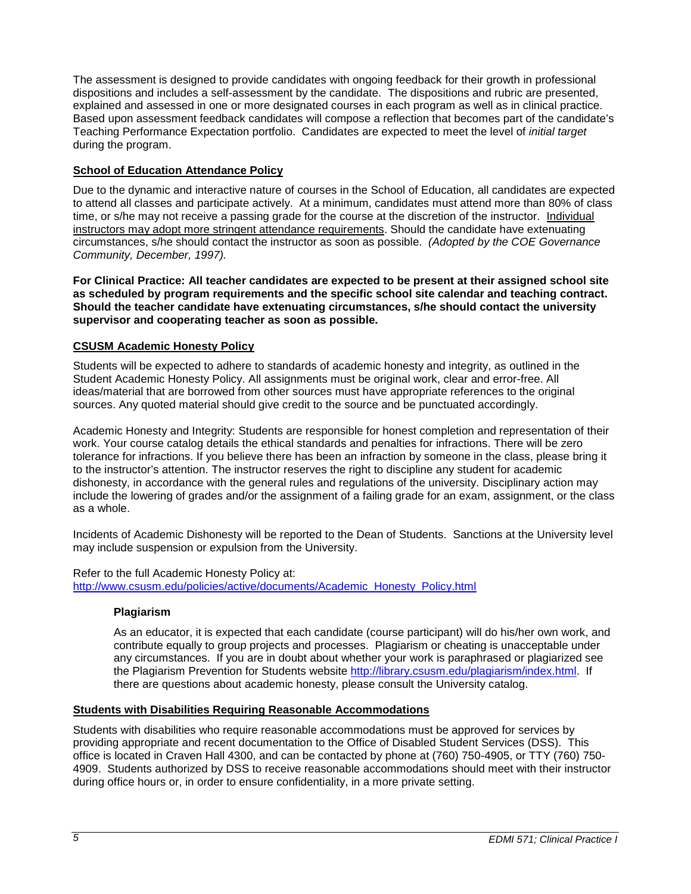The assessment is designed to provide candidates with ongoing feedback for their growth in professional dispositions and includes a self-assessment by the candidate. The dispositions and rubric are presented, explained and assessed in one or more designated courses in each program as well as in clinical practice. Based upon assessment feedback candidates will compose a reflection that becomes part of the candidate's Teaching Performance Expectation portfolio. Candidates are expected to meet the level of *initial target* during the program.

## School of Education Attendance Policy

Due to the dynamic and interactive nature of courses in the School of Education, all candidates are expected to attend all classes and participate actively. At a minimum, candidates must attend more than 80% of class time, or s/he may not receive a passing grade for the course at the discretion of the instructor. Individual instructors may adopt more stringent attendance requirements. Should the candidate have extenuating circumstances, s/he should contact the instructor as soon as possible. *(Adopted by the COE Governance Community, December, 1997).*

**For Clinical Practice: All teacher candidates are expected to be present at their assigned school site as scheduled by program requirements and the specific school site calendar and teaching contract. Should the teacher candidate have extenuating circumstances, s/he should contact the university supervisor and cooperating teacher as soon as possible.**

## CSUSM Academic Honesty Policy

Students will be expected to adhere to standards of academic honesty and integrity, as outlined in the Student Academic Honesty Policy. All assignments must be original work, clear and error-free. All ideas/material that are borrowed from other sources must have appropriate references to the original sources. Any quoted material should give credit to the source and be punctuated accordingly.

Academic Honesty and Integrity: Students are responsible for honest completion and representation of their work. Your course catalog details the ethical standards and penalties for infractions. There will be zero tolerance for infractions. If you believe there has been an infraction by someone in the class, please bring it to the instructor's attention. The instructor reserves the right to discipline any student for academic dishonesty, in accordance with the general rules and regulations of the university. Disciplinary action may include the lowering of grades and/or the assignment of a failing grade for an exam, assignment, or the class as a whole.

Incidents of Academic Dishonesty will be reported to the Dean of Students. Sanctions at the University level may include suspension or expulsion from the University.

Refer to the full Academic Honesty Policy at: http://www.csusm.edu/policies/active/documents/Academic_Honesty_Policy.html

### Plagiarism

As an educator, it is expected that each candidate (course participant) will do his/her own work, and contribute equally to group projects and processes. Plagiarism or cheating is unacceptable under any circumstances. If you are in doubt about whether your work is paraphrased or plagiarized see the Plagiarism Prevention for Students website http://library.csusm.edu/plagiarism/index.html. If there are questions about academic honesty, please consult the University catalog.

## Students with Disabilities Requiring Reasonable Accommodations

Students with disabilities who require reasonable accommodations must be approved for services by providing appropriate and recent documentation to the Office of Disabled Student Services (DSS). This office is located in Craven Hall 4300, and can be contacted by phone at (760) 750-4905, or TTY (760) 750-4909. Students authorized by DSS to receive reasonable accommodations should meet with their instructor during office hours or, in order to ensure confidentiality, in a more private setting.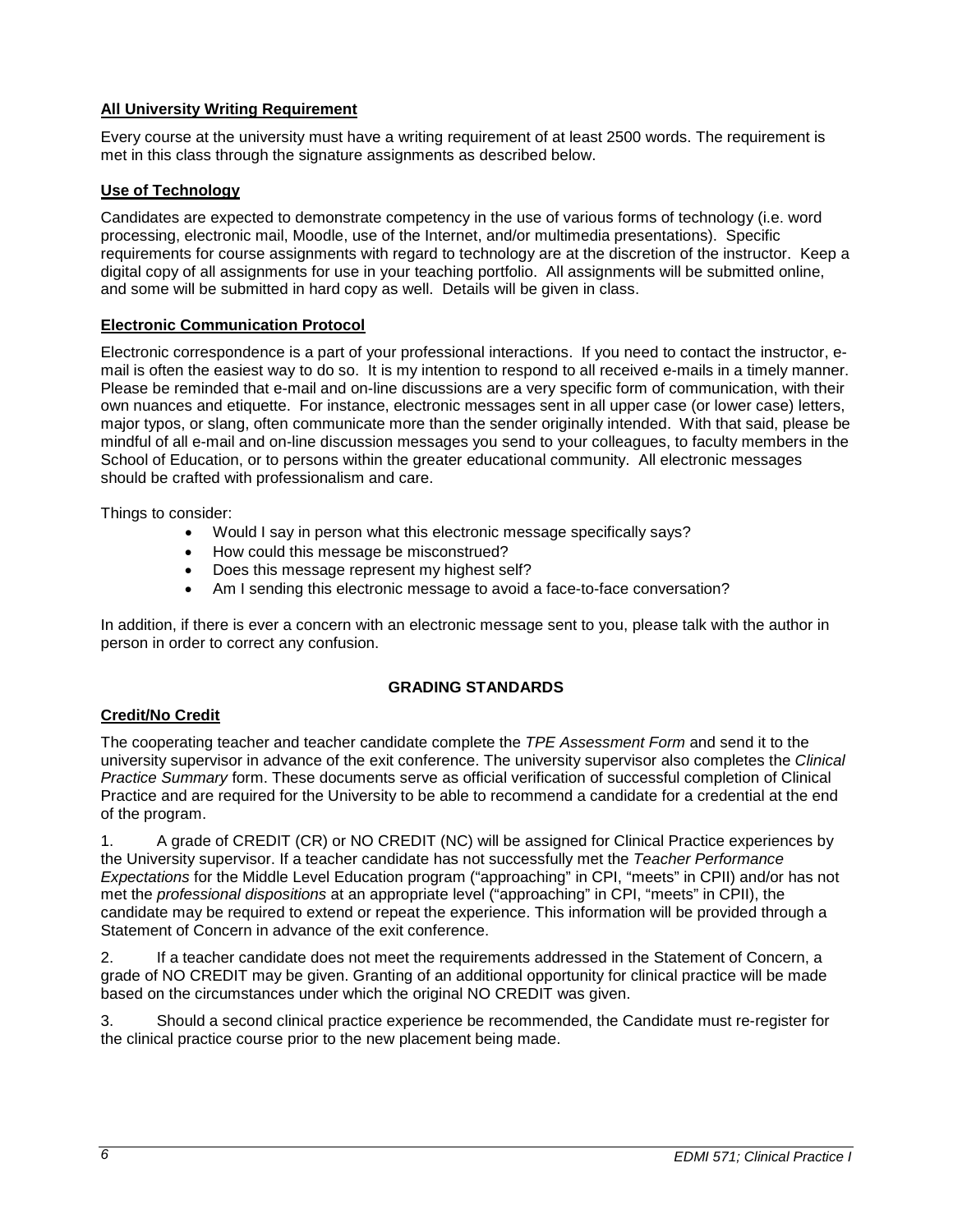**All University Writing Requirement**

Every course at the university must have a writing requirement of at least 2500 words. The requirement is met in this class through the signature assignments as described below.

**Use of Technology**

Candidates are expected to demonstrate competency in the use of various forms of technology (i.e. word processing, electronic mail, Moodle, use of the Internet, and/or multimedia presentations). Specific requirements for course assignments with regard to technology are at the discretion of the instructor. Keep a digital copy of all assignments for use in your teaching portfolio. All assignments will be submitted online, and some will be submitted in hard copy as well. Details will be given in class.

**Electronic Communication Protocol**

Electronic correspondence is a part of your professional interactions. If you need to contact the instructor, e-mail is often the easiest way to do so. It is my intention to respond to all received e-mails in a timely manner. Please be reminded that e-mail and on-line discussions are a very specific form of communication, with their own nuances and etiquette. For instance, electronic messages sent in all upper case (or lower case) letters, major typos, or slang, often communicate more than the sender originally intended. With that said, please be mindful of all e-mail and on-line discussion messages you send to your colleagues, to faculty members in the School of Education, or to persons within the greater educational community. All electronic messages should be crafted with professionalism and care.

Things to consider:

- Would I say in person what this electronic message specifically says?
- How could this message be misconstrued?
- Does this message represent my highest self?
- Am I sending this electronic message to avoid a face-to-face conversation?

In addition, if there is ever a concern with an electronic message sent to you, please talk with the author in person in order to correct any confusion.

## GRADING STANDARDS

**Credit/No Credit**

The cooperating teacher and teacher candidate complete the *TPE Assessment Form* and send it to the university supervisor in advance of the exit conference. The university supervisor also completes the *Clinical Practice Summary* form. These documents serve as official verification of successful completion of Clinical Practice and are required for the University to be able to recommend a candidate for a credential at the end of the program.

1. A grade of CREDIT (CR) or NO CREDIT (NC) will be assigned for Clinical Practice experiences by the University supervisor. If a teacher candidate has not successfully met the *Teacher Performance Expectations* for the Middle Level Education program ("approaching" in CPI, "meets" in CPII) and/or has not met the *professional dispositions* at an appropriate level ("approaching" in CPI, "meets" in CPII), the candidate may be required to extend or repeat the experience. This information will be provided through a Statement of Concern in advance of the exit conference.

2. If a teacher candidate does not meet the requirements addressed in the Statement of Concern, a grade of NO CREDIT may be given. Granting of an additional opportunity for clinical practice will be made based on the circumstances under which the original NO CREDIT was given.

3. Should a second clinical practice experience be recommended, the Candidate must re-register for the clinical practice course prior to the new placement being made.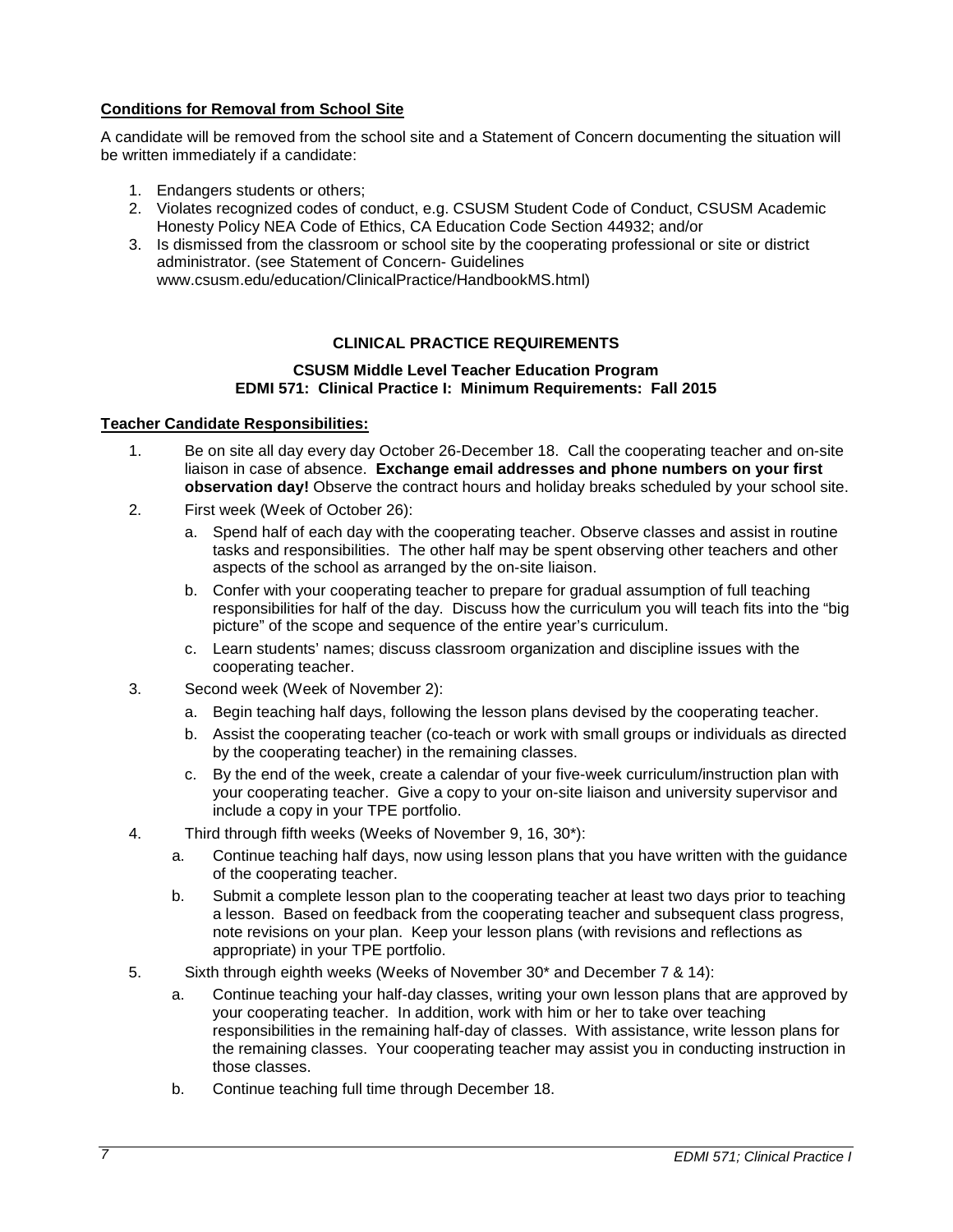**Conditions for Removal from School Site**

A candidate will be removed from the school site and a Statement of Concern documenting the situation will be written immediately if a candidate:

1. Endangers students or others;
2. Violates recognized codes of conduct, e.g. CSUSM Student Code of Conduct, CSUSM Academic Honesty Policy NEA Code of Ethics, CA Education Code Section 44932; and/or
3. Is dismissed from the classroom or school site by the cooperating professional or site or district administrator. (see Statement of Concern- Guidelines www.csusm.edu/education/ClinicalPractice/HandbookMS.html)

## CLINICAL PRACTICE REQUIREMENTS

### CSUSM Middle Level Teacher Education Program
### EDMI 571: Clinical Practice I: Minimum Requirements: Fall 2015

**Teacher Candidate Responsibilities:**

1. Be on site all day every day October 26-December 18. Call the cooperating teacher and on-site liaison in case of absence. **Exchange email addresses and phone numbers on your first observation day!** Observe the contract hours and holiday breaks scheduled by your school site.
2. First week (Week of October 26):
   a. Spend half of each day with the cooperating teacher. Observe classes and assist in routine tasks and responsibilities. The other half may be spent observing other teachers and other aspects of the school as arranged by the on-site liaison.
   b. Confer with your cooperating teacher to prepare for gradual assumption of full teaching responsibilities for half of the day. Discuss how the curriculum you will teach fits into the "big picture" of the scope and sequence of the entire year's curriculum.
   c. Learn students' names; discuss classroom organization and discipline issues with the cooperating teacher.
3. Second week (Week of November 2):
   a. Begin teaching half days, following the lesson plans devised by the cooperating teacher.
   b. Assist the cooperating teacher (co-teach or work with small groups or individuals as directed by the cooperating teacher) in the remaining classes.
   c. By the end of the week, create a calendar of your five-week curriculum/instruction plan with your cooperating teacher. Give a copy to your on-site liaison and university supervisor and include a copy in your TPE portfolio.
4. Third through fifth weeks (Weeks of November 9, 16, 30*):
   a. Continue teaching half days, now using lesson plans that you have written with the guidance of the cooperating teacher.
   b. Submit a complete lesson plan to the cooperating teacher at least two days prior to teaching a lesson. Based on feedback from the cooperating teacher and subsequent class progress, note revisions on your plan. Keep your lesson plans (with revisions and reflections as appropriate) in your TPE portfolio.
5. Sixth through eighth weeks (Weeks of November 30* and December 7 & 14):
   a. Continue teaching your half-day classes, writing your own lesson plans that are approved by your cooperating teacher. In addition, work with him or her to take over teaching responsibilities in the remaining half-day of classes. With assistance, write lesson plans for the remaining classes. Your cooperating teacher may assist you in conducting instruction in those classes.
   b. Continue teaching full time through December 18.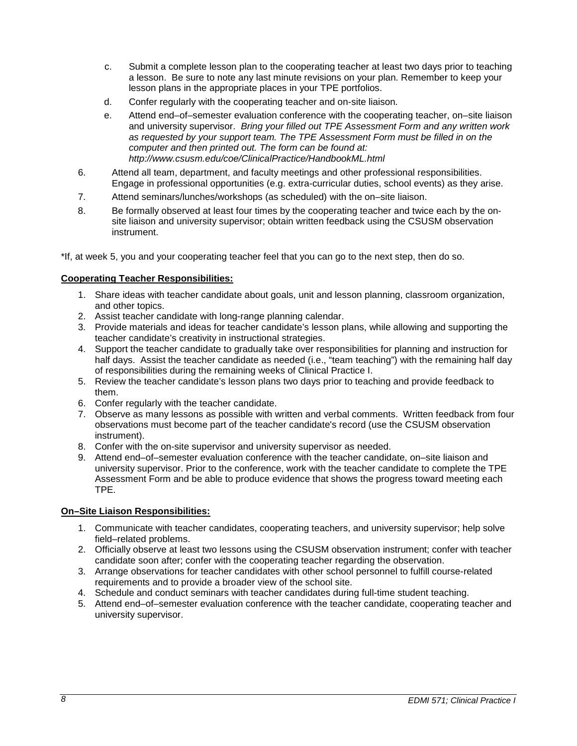c. Submit a complete lesson plan to the cooperating teacher at least two days prior to teaching a lesson. Be sure to note any last minute revisions on your plan. Remember to keep your lesson plans in the appropriate places in your TPE portfolios.
   d. Confer regularly with the cooperating teacher and on-site liaison.
   e. Attend end–of–semester evaluation conference with the cooperating teacher, on–site liaison and university supervisor. *Bring your filled out TPE Assessment Form and any written work as requested by your support team. The TPE Assessment Form must be filled in on the computer and then printed out. The form can be found at: http://www.csusm.edu/coe/ClinicalPractice/HandbookML.html*

6. Attend all team, department, and faculty meetings and other professional responsibilities. Engage in professional opportunities (e.g. extra-curricular duties, school events) as they arise.
7. Attend seminars/lunches/workshops (as scheduled) with the on–site liaison.
8. Be formally observed at least four times by the cooperating teacher and twice each by the on-site liaison and university supervisor; obtain written feedback using the CSUSM observation instrument.

*If, at week 5, you and your cooperating teacher feel that you can go to the next step, then do so.

**Cooperating Teacher Responsibilities:**

1. Share ideas with teacher candidate about goals, unit and lesson planning, classroom organization, and other topics.
2. Assist teacher candidate with long-range planning calendar.
3. Provide materials and ideas for teacher candidate's lesson plans, while allowing and supporting the teacher candidate's creativity in instructional strategies.
4. Support the teacher candidate to gradually take over responsibilities for planning and instruction for half days. Assist the teacher candidate as needed (i.e., "team teaching") with the remaining half day of responsibilities during the remaining weeks of Clinical Practice I.
5. Review the teacher candidate's lesson plans two days prior to teaching and provide feedback to them.
6. Confer regularly with the teacher candidate.
7. Observe as many lessons as possible with written and verbal comments. Written feedback from four observations must become part of the teacher candidate's record (use the CSUSM observation instrument).
8. Confer with the on-site supervisor and university supervisor as needed.
9. Attend end–of–semester evaluation conference with the teacher candidate, on–site liaison and university supervisor. Prior to the conference, work with the teacher candidate to complete the TPE Assessment Form and be able to produce evidence that shows the progress toward meeting each TPE.

**On–Site Liaison Responsibilities:**

1. Communicate with teacher candidates, cooperating teachers, and university supervisor; help solve field–related problems.
2. Officially observe at least two lessons using the CSUSM observation instrument; confer with teacher candidate soon after; confer with the cooperating teacher regarding the observation.
3. Arrange observations for teacher candidates with other school personnel to fulfill course-related requirements and to provide a broader view of the school site.
4. Schedule and conduct seminars with teacher candidates during full-time student teaching.
5. Attend end–of–semester evaluation conference with the teacher candidate, cooperating teacher and university supervisor.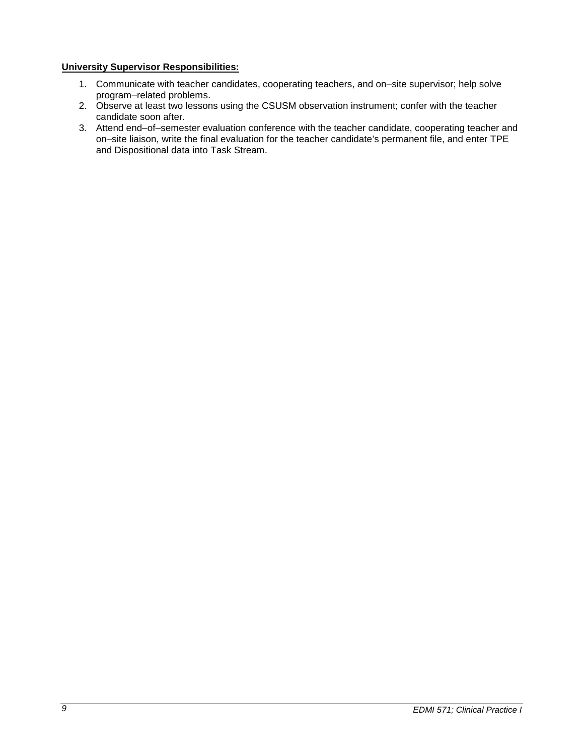**University Supervisor Responsibilities:**

1. Communicate with teacher candidates, cooperating teachers, and on–site supervisor; help solve program–related problems.
2. Observe at least two lessons using the CSUSM observation instrument; confer with the teacher candidate soon after.
3. Attend end–of–semester evaluation conference with the teacher candidate, cooperating teacher and on–site liaison, write the final evaluation for the teacher candidate's permanent file, and enter TPE and Dispositional data into Task Stream.